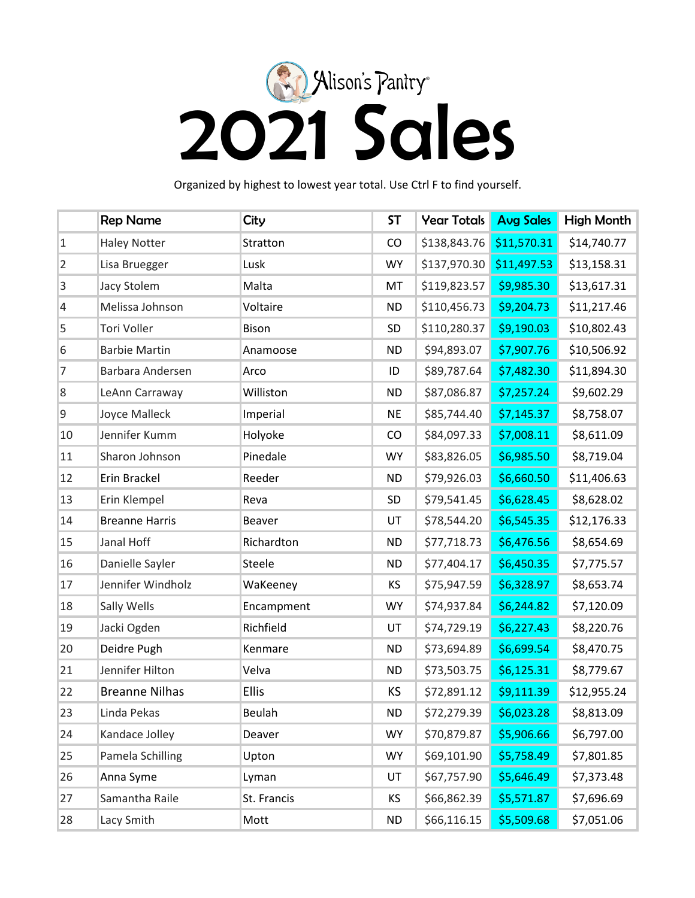Alison's Pantry

# 2021 Sales

Organized by highest to lowest year total. Use Ctrl F to find yourself.

| | Rep Name | City | ST | Year Totals | Avg Sales | High Month |
|---|---|---|---|---|---|---|
| 1 | Haley Notter | Stratton | CO | $138,843.76 | $11,570.31 | $14,740.77 |
| 2 | Lisa Bruegger | Lusk | WY | $137,970.30 | $11,497.53 | $13,158.31 |
| 3 | Jacy Stolem | Malta | MT | $119,823.57 | $9,985.30 | $13,617.31 |
| 4 | Melissa Johnson | Voltaire | ND | $110,456.73 | $9,204.73 | $11,217.46 |
| 5 | Tori Voller | Bison | SD | $110,280.37 | $9,190.03 | $10,802.43 |
| 6 | Barbie Martin | Anamoose | ND | $94,893.07 | $7,907.76 | $10,506.92 |
| 7 | Barbara Andersen | Arco | ID | $89,787.64 | $7,482.30 | $11,894.30 |
| 8 | LeAnn Carraway | Williston | ND | $87,086.87 | $7,257.24 | $9,602.29 |
| 9 | Joyce Malleck | Imperial | NE | $85,744.40 | $7,145.37 | $8,758.07 |
| 10 | Jennifer Kumm | Holyoke | CO | $84,097.33 | $7,008.11 | $8,611.09 |
| 11 | Sharon Johnson | Pinedale | WY | $83,826.05 | $6,985.50 | $8,719.04 |
| 12 | Erin Brackel | Reeder | ND | $79,926.03 | $6,660.50 | $11,406.63 |
| 13 | Erin Klempel | Reva | SD | $79,541.45 | $6,628.45 | $8,628.02 |
| 14 | Breanne Harris | Beaver | UT | $78,544.20 | $6,545.35 | $12,176.33 |
| 15 | Janal Hoff | Richardton | ND | $77,718.73 | $6,476.56 | $8,654.69 |
| 16 | Danielle Sayler | Steele | ND | $77,404.17 | $6,450.35 | $7,775.57 |
| 17 | Jennifer Windholz | WaKeeney | KS | $75,947.59 | $6,328.97 | $8,653.74 |
| 18 | Sally Wells | Encampment | WY | $74,937.84 | $6,244.82 | $7,120.09 |
| 19 | Jacki Ogden | Richfield | UT | $74,729.19 | $6,227.43 | $8,220.76 |
| 20 | Deidre Pugh | Kenmare | ND | $73,694.89 | $6,699.54 | $8,470.75 |
| 21 | Jennifer Hilton | Velva | ND | $73,503.75 | $6,125.31 | $8,779.67 |
| 22 | Breanne Nilhas | Ellis | KS | $72,891.12 | $9,111.39 | $12,955.24 |
| 23 | Linda Pekas | Beulah | ND | $72,279.39 | $6,023.28 | $8,813.09 |
| 24 | Kandace Jolley | Deaver | WY | $70,879.87 | $5,906.66 | $6,797.00 |
| 25 | Pamela Schilling | Upton | WY | $69,101.90 | $5,758.49 | $7,801.85 |
| 26 | Anna Syme | Lyman | UT | $67,757.90 | $5,646.49 | $7,373.48 |
| 27 | Samantha Raile | St. Francis | KS | $66,862.39 | $5,571.87 | $7,696.69 |
| 28 | Lacy Smith | Mott | ND | $66,116.15 | $5,509.68 | $7,051.06 |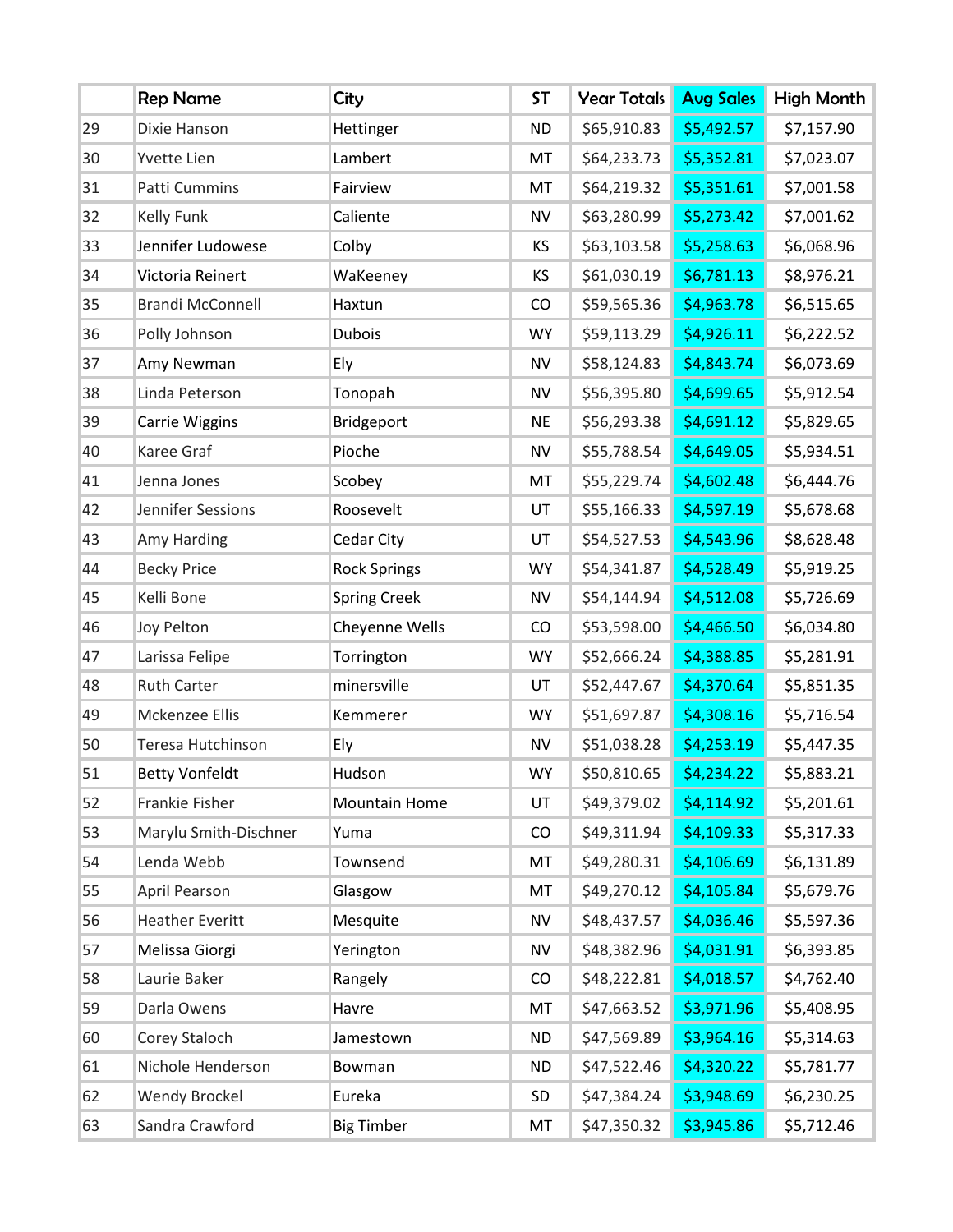|  | Rep Name | City | ST | Year Totals | Avg Sales | High Month |
|---|---|---|---|---|---|---|
| 29 | Dixie Hanson | Hettinger | ND | $65,910.83 | $5,492.57 | $7,157.90 |
| 30 | Yvette Lien | Lambert | MT | $64,233.73 | $5,352.81 | $7,023.07 |
| 31 | Patti Cummins | Fairview | MT | $64,219.32 | $5,351.61 | $7,001.58 |
| 32 | Kelly Funk | Caliente | NV | $63,280.99 | $5,273.42 | $7,001.62 |
| 33 | Jennifer Ludowese | Colby | KS | $63,103.58 | $5,258.63 | $6,068.96 |
| 34 | Victoria Reinert | WaKeeney | KS | $61,030.19 | $6,781.13 | $8,976.21 |
| 35 | Brandi McConnell | Haxtun | CO | $59,565.36 | $4,963.78 | $6,515.65 |
| 36 | Polly Johnson | Dubois | WY | $59,113.29 | $4,926.11 | $6,222.52 |
| 37 | Amy Newman | Ely | NV | $58,124.83 | $4,843.74 | $6,073.69 |
| 38 | Linda Peterson | Tonopah | NV | $56,395.80 | $4,699.65 | $5,912.54 |
| 39 | Carrie Wiggins | Bridgeport | NE | $56,293.38 | $4,691.12 | $5,829.65 |
| 40 | Karee Graf | Pioche | NV | $55,788.54 | $4,649.05 | $5,934.51 |
| 41 | Jenna Jones | Scobey | MT | $55,229.74 | $4,602.48 | $6,444.76 |
| 42 | Jennifer Sessions | Roosevelt | UT | $55,166.33 | $4,597.19 | $5,678.68 |
| 43 | Amy Harding | Cedar City | UT | $54,527.53 | $4,543.96 | $8,628.48 |
| 44 | Becky Price | Rock Springs | WY | $54,341.87 | $4,528.49 | $5,919.25 |
| 45 | Kelli Bone | Spring Creek | NV | $54,144.94 | $4,512.08 | $5,726.69 |
| 46 | Joy Pelton | Cheyenne Wells | CO | $53,598.00 | $4,466.50 | $6,034.80 |
| 47 | Larissa Felipe | Torrington | WY | $52,666.24 | $4,388.85 | $5,281.91 |
| 48 | Ruth Carter | minersville | UT | $52,447.67 | $4,370.64 | $5,851.35 |
| 49 | Mckenzee Ellis | Kemmerer | WY | $51,697.87 | $4,308.16 | $5,716.54 |
| 50 | Teresa Hutchinson | Ely | NV | $51,038.28 | $4,253.19 | $5,447.35 |
| 51 | Betty Vonfeldt | Hudson | WY | $50,810.65 | $4,234.22 | $5,883.21 |
| 52 | Frankie Fisher | Mountain Home | UT | $49,379.02 | $4,114.92 | $5,201.61 |
| 53 | Marylu Smith-Dischner | Yuma | CO | $49,311.94 | $4,109.33 | $5,317.33 |
| 54 | Lenda Webb | Townsend | MT | $49,280.31 | $4,106.69 | $6,131.89 |
| 55 | April Pearson | Glasgow | MT | $49,270.12 | $4,105.84 | $5,679.76 |
| 56 | Heather Everitt | Mesquite | NV | $48,437.57 | $4,036.46 | $5,597.36 |
| 57 | Melissa Giorgi | Yerington | NV | $48,382.96 | $4,031.91 | $6,393.85 |
| 58 | Laurie Baker | Rangely | CO | $48,222.81 | $4,018.57 | $4,762.40 |
| 59 | Darla Owens | Havre | MT | $47,663.52 | $3,971.96 | $5,408.95 |
| 60 | Corey Staloch | Jamestown | ND | $47,569.89 | $3,964.16 | $5,314.63 |
| 61 | Nichole Henderson | Bowman | ND | $47,522.46 | $4,320.22 | $5,781.77 |
| 62 | Wendy Brockel | Eureka | SD | $47,384.24 | $3,948.69 | $6,230.25 |
| 63 | Sandra Crawford | Big Timber | MT | $47,350.32 | $3,945.86 | $5,712.46 |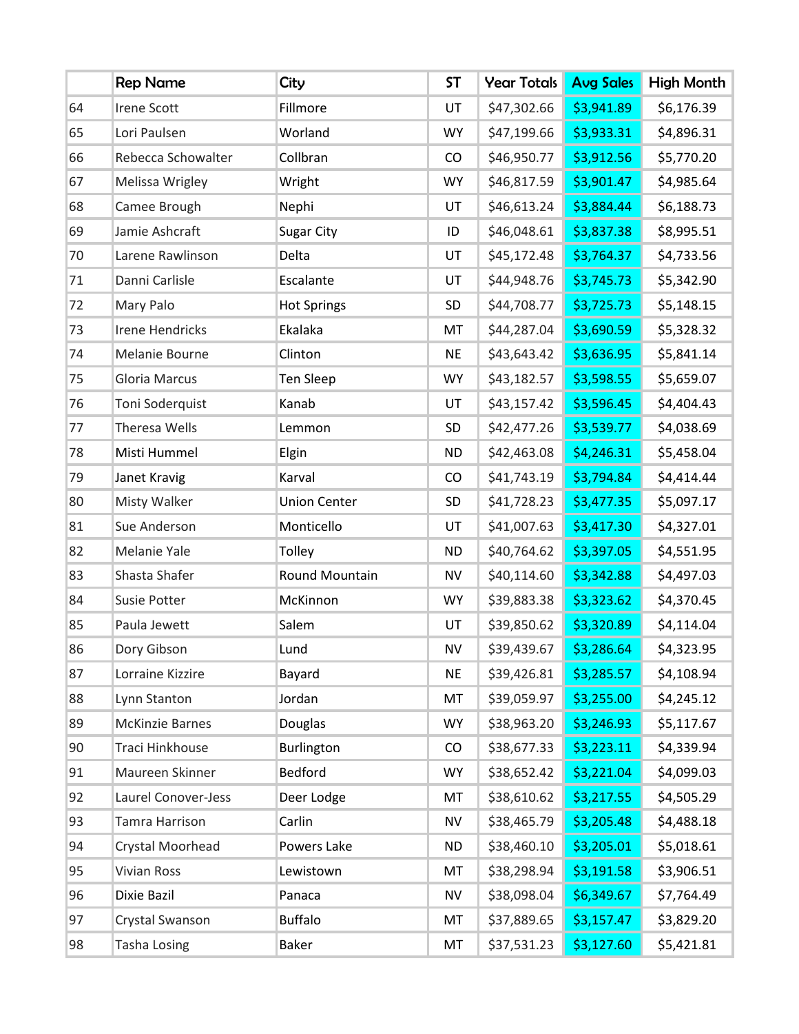| | Rep Name | City | ST | Year Totals | Avg Sales | High Month |
|---|---|---|---|---|---|---|
| 64 | Irene Scott | Fillmore | UT | $47,302.66 | $3,941.89 | $6,176.39 |
| 65 | Lori Paulsen | Worland | WY | $47,199.66 | $3,933.31 | $4,896.31 |
| 66 | Rebecca Schowalter | Collbran | CO | $46,950.77 | $3,912.56 | $5,770.20 |
| 67 | Melissa Wrigley | Wright | WY | $46,817.59 | $3,901.47 | $4,985.64 |
| 68 | Camee Brough | Nephi | UT | $46,613.24 | $3,884.44 | $6,188.73 |
| 69 | Jamie Ashcraft | Sugar City | ID | $46,048.61 | $3,837.38 | $8,995.51 |
| 70 | Larene Rawlinson | Delta | UT | $45,172.48 | $3,764.37 | $4,733.56 |
| 71 | Danni Carlisle | Escalante | UT | $44,948.76 | $3,745.73 | $5,342.90 |
| 72 | Mary Palo | Hot Springs | SD | $44,708.77 | $3,725.73 | $5,148.15 |
| 73 | Irene Hendricks | Ekalaka | MT | $44,287.04 | $3,690.59 | $5,328.32 |
| 74 | Melanie Bourne | Clinton | NE | $43,643.42 | $3,636.95 | $5,841.14 |
| 75 | Gloria Marcus | Ten Sleep | WY | $43,182.57 | $3,598.55 | $5,659.07 |
| 76 | Toni Soderquist | Kanab | UT | $43,157.42 | $3,596.45 | $4,404.43 |
| 77 | Theresa Wells | Lemmon | SD | $42,477.26 | $3,539.77 | $4,038.69 |
| 78 | Misti Hummel | Elgin | ND | $42,463.08 | $4,246.31 | $5,458.04 |
| 79 | Janet Kravig | Karval | CO | $41,743.19 | $3,794.84 | $4,414.44 |
| 80 | Misty Walker | Union Center | SD | $41,728.23 | $3,477.35 | $5,097.17 |
| 81 | Sue Anderson | Monticello | UT | $41,007.63 | $3,417.30 | $4,327.01 |
| 82 | Melanie Yale | Tolley | ND | $40,764.62 | $3,397.05 | $4,551.95 |
| 83 | Shasta Shafer | Round Mountain | NV | $40,114.60 | $3,342.88 | $4,497.03 |
| 84 | Susie Potter | McKinnon | WY | $39,883.38 | $3,323.62 | $4,370.45 |
| 85 | Paula Jewett | Salem | UT | $39,850.62 | $3,320.89 | $4,114.04 |
| 86 | Dory Gibson | Lund | NV | $39,439.67 | $3,286.64 | $4,323.95 |
| 87 | Lorraine Kizzire | Bayard | NE | $39,426.81 | $3,285.57 | $4,108.94 |
| 88 | Lynn Stanton | Jordan | MT | $39,059.97 | $3,255.00 | $4,245.12 |
| 89 | McKinzie Barnes | Douglas | WY | $38,963.20 | $3,246.93 | $5,117.67 |
| 90 | Traci Hinkhouse | Burlington | CO | $38,677.33 | $3,223.11 | $4,339.94 |
| 91 | Maureen Skinner | Bedford | WY | $38,652.42 | $3,221.04 | $4,099.03 |
| 92 | Laurel Conover-Jess | Deer Lodge | MT | $38,610.62 | $3,217.55 | $4,505.29 |
| 93 | Tamra Harrison | Carlin | NV | $38,465.79 | $3,205.48 | $4,488.18 |
| 94 | Crystal Moorhead | Powers Lake | ND | $38,460.10 | $3,205.01 | $5,018.61 |
| 95 | Vivian Ross | Lewistown | MT | $38,298.94 | $3,191.58 | $3,906.51 |
| 96 | Dixie Bazil | Panaca | NV | $38,098.04 | $6,349.67 | $7,764.49 |
| 97 | Crystal Swanson | Buffalo | MT | $37,889.65 | $3,157.47 | $3,829.20 |
| 98 | Tasha Losing | Baker | MT | $37,531.23 | $3,127.60 | $5,421.81 |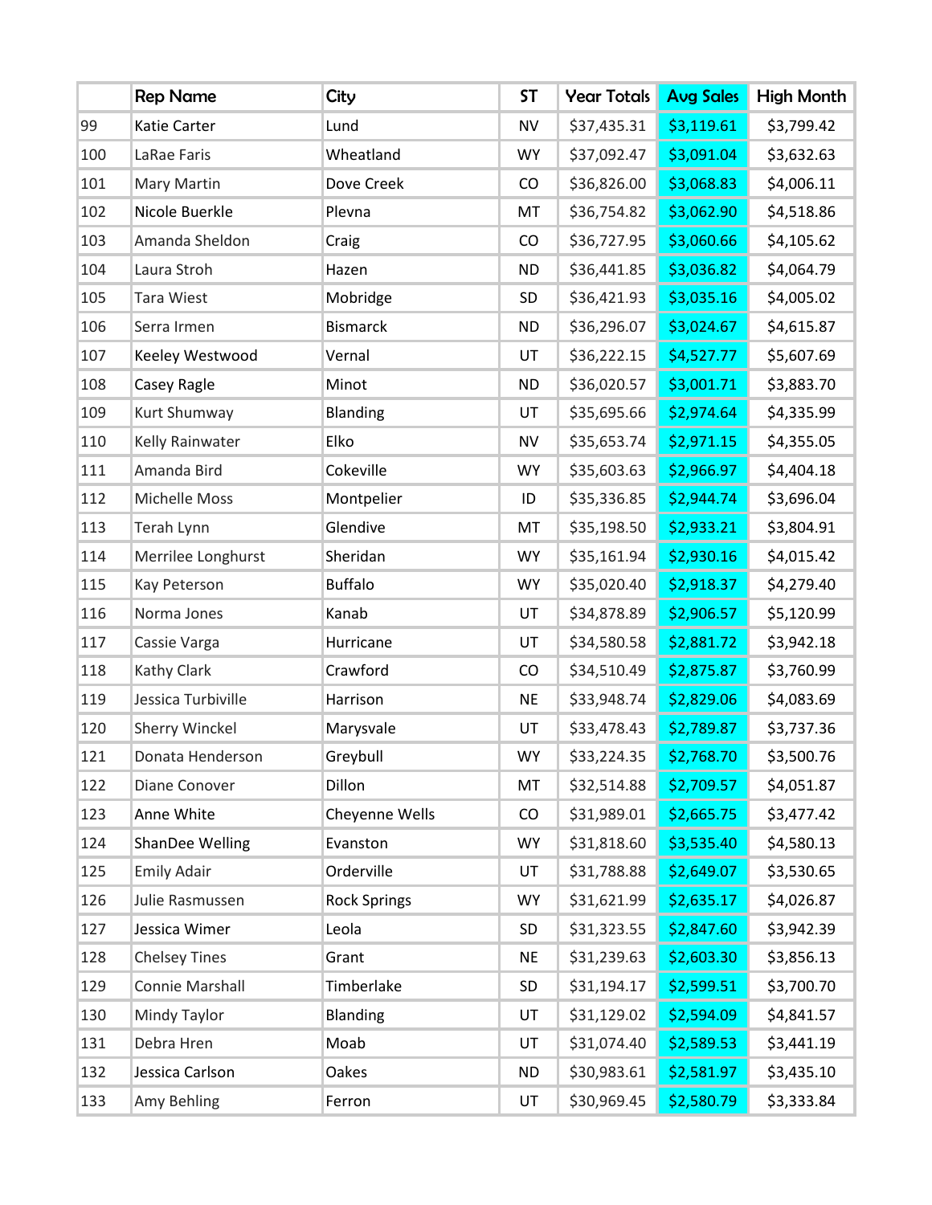| | Rep Name | City | ST | Year Totals | Avg Sales | High Month |
|---|---|---|---|---|---|---|
| 99 | Katie Carter | Lund | NV | $37,435.31 | $3,119.61 | $3,799.42 |
| 100 | LaRae Faris | Wheatland | WY | $37,092.47 | $3,091.04 | $3,632.63 |
| 101 | Mary Martin | Dove Creek | CO | $36,826.00 | $3,068.83 | $4,006.11 |
| 102 | Nicole Buerkle | Plevna | MT | $36,754.82 | $3,062.90 | $4,518.86 |
| 103 | Amanda Sheldon | Craig | CO | $36,727.95 | $3,060.66 | $4,105.62 |
| 104 | Laura Stroh | Hazen | ND | $36,441.85 | $3,036.82 | $4,064.79 |
| 105 | Tara Wiest | Mobridge | SD | $36,421.93 | $3,035.16 | $4,005.02 |
| 106 | Serra Irmen | Bismarck | ND | $36,296.07 | $3,024.67 | $4,615.87 |
| 107 | Keeley Westwood | Vernal | UT | $36,222.15 | $4,527.77 | $5,607.69 |
| 108 | Casey Ragle | Minot | ND | $36,020.57 | $3,001.71 | $3,883.70 |
| 109 | Kurt Shumway | Blanding | UT | $35,695.66 | $2,974.64 | $4,335.99 |
| 110 | Kelly Rainwater | Elko | NV | $35,653.74 | $2,971.15 | $4,355.05 |
| 111 | Amanda Bird | Cokeville | WY | $35,603.63 | $2,966.97 | $4,404.18 |
| 112 | Michelle Moss | Montpelier | ID | $35,336.85 | $2,944.74 | $3,696.04 |
| 113 | Terah Lynn | Glendive | MT | $35,198.50 | $2,933.21 | $3,804.91 |
| 114 | Merrilee Longhurst | Sheridan | WY | $35,161.94 | $2,930.16 | $4,015.42 |
| 115 | Kay Peterson | Buffalo | WY | $35,020.40 | $2,918.37 | $4,279.40 |
| 116 | Norma Jones | Kanab | UT | $34,878.89 | $2,906.57 | $5,120.99 |
| 117 | Cassie Varga | Hurricane | UT | $34,580.58 | $2,881.72 | $3,942.18 |
| 118 | Kathy Clark | Crawford | CO | $34,510.49 | $2,875.87 | $3,760.99 |
| 119 | Jessica Turbiville | Harrison | NE | $33,948.74 | $2,829.06 | $4,083.69 |
| 120 | Sherry Winckel | Marysvale | UT | $33,478.43 | $2,789.87 | $3,737.36 |
| 121 | Donata Henderson | Greybull | WY | $33,224.35 | $2,768.70 | $3,500.76 |
| 122 | Diane Conover | Dillon | MT | $32,514.88 | $2,709.57 | $4,051.87 |
| 123 | Anne White | Cheyenne Wells | CO | $31,989.01 | $2,665.75 | $3,477.42 |
| 124 | ShanDee Welling | Evanston | WY | $31,818.60 | $3,535.40 | $4,580.13 |
| 125 | Emily Adair | Orderville | UT | $31,788.88 | $2,649.07 | $3,530.65 |
| 126 | Julie Rasmussen | Rock Springs | WY | $31,621.99 | $2,635.17 | $4,026.87 |
| 127 | Jessica Wimer | Leola | SD | $31,323.55 | $2,847.60 | $3,942.39 |
| 128 | Chelsey Tines | Grant | NE | $31,239.63 | $2,603.30 | $3,856.13 |
| 129 | Connie Marshall | Timberlake | SD | $31,194.17 | $2,599.51 | $3,700.70 |
| 130 | Mindy Taylor | Blanding | UT | $31,129.02 | $2,594.09 | $4,841.57 |
| 131 | Debra Hren | Moab | UT | $31,074.40 | $2,589.53 | $3,441.19 |
| 132 | Jessica Carlson | Oakes | ND | $30,983.61 | $2,581.97 | $3,435.10 |
| 133 | Amy Behling | Ferron | UT | $30,969.45 | $2,580.79 | $3,333.84 |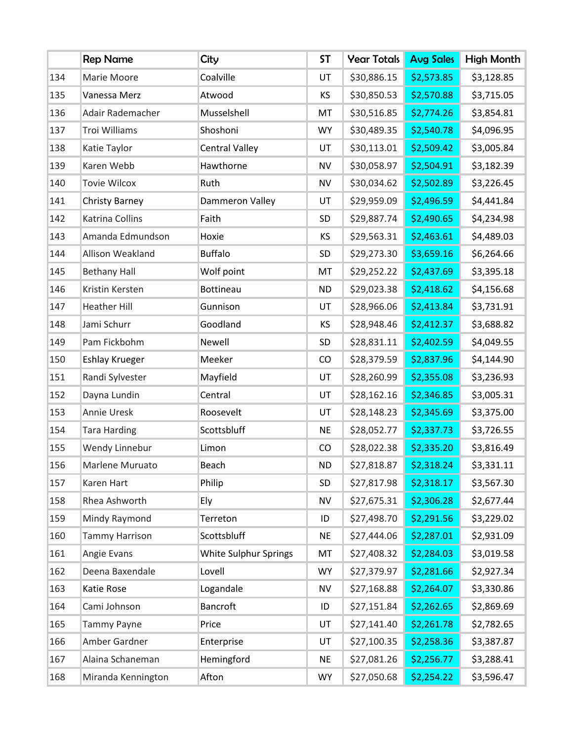| | Rep Name | City | ST | Year Totals | Avg Sales | High Month |
|---|---|---|---|---|---|---|
| 134 | Marie Moore | Coalville | UT | $30,886.15 | $2,573.85 | $3,128.85 |
| 135 | Vanessa Merz | Atwood | KS | $30,850.53 | $2,570.88 | $3,715.05 |
| 136 | Adair Rademacher | Musselshell | MT | $30,516.85 | $2,774.26 | $3,854.81 |
| 137 | Troi Williams | Shoshoni | WY | $30,489.35 | $2,540.78 | $4,096.95 |
| 138 | Katie Taylor | Central Valley | UT | $30,113.01 | $2,509.42 | $3,005.84 |
| 139 | Karen Webb | Hawthorne | NV | $30,058.97 | $2,504.91 | $3,182.39 |
| 140 | Tovie Wilcox | Ruth | NV | $30,034.62 | $2,502.89 | $3,226.45 |
| 141 | Christy Barney | Dammeron Valley | UT | $29,959.09 | $2,496.59 | $4,441.84 |
| 142 | Katrina Collins | Faith | SD | $29,887.74 | $2,490.65 | $4,234.98 |
| 143 | Amanda Edmundson | Hoxie | KS | $29,563.31 | $2,463.61 | $4,489.03 |
| 144 | Allison Weakland | Buffalo | SD | $29,273.30 | $3,659.16 | $6,264.66 |
| 145 | Bethany Hall | Wolf point | MT | $29,252.22 | $2,437.69 | $3,395.18 |
| 146 | Kristin Kersten | Bottineau | ND | $29,023.38 | $2,418.62 | $4,156.68 |
| 147 | Heather Hill | Gunnison | UT | $28,966.06 | $2,413.84 | $3,731.91 |
| 148 | Jami Schurr | Goodland | KS | $28,948.46 | $2,412.37 | $3,688.82 |
| 149 | Pam Fickbohm | Newell | SD | $28,831.11 | $2,402.59 | $4,049.55 |
| 150 | Eshlay Krueger | Meeker | CO | $28,379.59 | $2,837.96 | $4,144.90 |
| 151 | Randi Sylvester | Mayfield | UT | $28,260.99 | $2,355.08 | $3,236.93 |
| 152 | Dayna Lundin | Central | UT | $28,162.16 | $2,346.85 | $3,005.31 |
| 153 | Annie Uresk | Roosevelt | UT | $28,148.23 | $2,345.69 | $3,375.00 |
| 154 | Tara Harding | Scottsbluff | NE | $28,052.77 | $2,337.73 | $3,726.55 |
| 155 | Wendy Linnebur | Limon | CO | $28,022.38 | $2,335.20 | $3,816.49 |
| 156 | Marlene Muruato | Beach | ND | $27,818.87 | $2,318.24 | $3,331.11 |
| 157 | Karen Hart | Philip | SD | $27,817.98 | $2,318.17 | $3,567.30 |
| 158 | Rhea Ashworth | Ely | NV | $27,675.31 | $2,306.28 | $2,677.44 |
| 159 | Mindy Raymond | Terreton | ID | $27,498.70 | $2,291.56 | $3,229.02 |
| 160 | Tammy Harrison | Scottsbluff | NE | $27,444.06 | $2,287.01 | $2,931.09 |
| 161 | Angie Evans | White Sulphur Springs | MT | $27,408.32 | $2,284.03 | $3,019.58 |
| 162 | Deena Baxendale | Lovell | WY | $27,379.97 | $2,281.66 | $2,927.34 |
| 163 | Katie Rose | Logandale | NV | $27,168.88 | $2,264.07 | $3,330.86 |
| 164 | Cami Johnson | Bancroft | ID | $27,151.84 | $2,262.65 | $2,869.69 |
| 165 | Tammy Payne | Price | UT | $27,141.40 | $2,261.78 | $2,782.65 |
| 166 | Amber Gardner | Enterprise | UT | $27,100.35 | $2,258.36 | $3,387.87 |
| 167 | Alaina Schaneman | Hemingford | NE | $27,081.26 | $2,256.77 | $3,288.41 |
| 168 | Miranda Kennington | Afton | WY | $27,050.68 | $2,254.22 | $3,596.47 |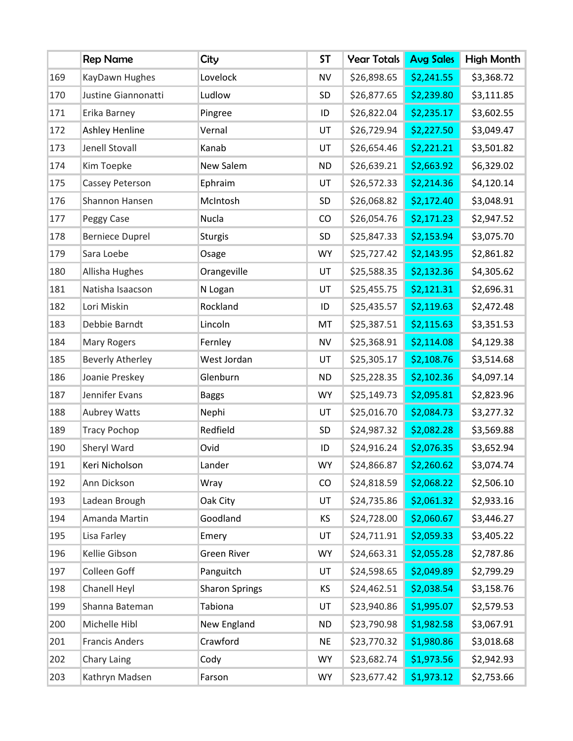| | Rep Name | City | ST | Year Totals | Avg Sales | High Month |
|---|---|---|---|---|---|---|
| 169 | KayDawn Hughes | Lovelock | NV | $26,898.65 | $2,241.55 | $3,368.72 |
| 170 | Justine Giannonatti | Ludlow | SD | $26,877.65 | $2,239.80 | $3,111.85 |
| 171 | Erika Barney | Pingree | ID | $26,822.04 | $2,235.17 | $3,602.55 |
| 172 | Ashley Henline | Vernal | UT | $26,729.94 | $2,227.50 | $3,049.47 |
| 173 | Jenell Stovall | Kanab | UT | $26,654.46 | $2,221.21 | $3,501.82 |
| 174 | Kim Toepke | New Salem | ND | $26,639.21 | $2,663.92 | $6,329.02 |
| 175 | Cassey Peterson | Ephraim | UT | $26,572.33 | $2,214.36 | $4,120.14 |
| 176 | Shannon Hansen | McIntosh | SD | $26,068.82 | $2,172.40 | $3,048.91 |
| 177 | Peggy Case | Nucla | CO | $26,054.76 | $2,171.23 | $2,947.52 |
| 178 | Berniece Duprel | Sturgis | SD | $25,847.33 | $2,153.94 | $3,075.70 |
| 179 | Sara Loebe | Osage | WY | $25,727.42 | $2,143.95 | $2,861.82 |
| 180 | Allisha Hughes | Orangeville | UT | $25,588.35 | $2,132.36 | $4,305.62 |
| 181 | Natisha Isaacson | N Logan | UT | $25,455.75 | $2,121.31 | $2,696.31 |
| 182 | Lori Miskin | Rockland | ID | $25,435.57 | $2,119.63 | $2,472.48 |
| 183 | Debbie Barndt | Lincoln | MT | $25,387.51 | $2,115.63 | $3,351.53 |
| 184 | Mary Rogers | Fernley | NV | $25,368.91 | $2,114.08 | $4,129.38 |
| 185 | Beverly Atherley | West Jordan | UT | $25,305.17 | $2,108.76 | $3,514.68 |
| 186 | Joanie Preskey | Glenburn | ND | $25,228.35 | $2,102.36 | $4,097.14 |
| 187 | Jennifer Evans | Baggs | WY | $25,149.73 | $2,095.81 | $2,823.96 |
| 188 | Aubrey Watts | Nephi | UT | $25,016.70 | $2,084.73 | $3,277.32 |
| 189 | Tracy Pochop | Redfield | SD | $24,987.32 | $2,082.28 | $3,569.88 |
| 190 | Sheryl Ward | Ovid | ID | $24,916.24 | $2,076.35 | $3,652.94 |
| 191 | Keri Nicholson | Lander | WY | $24,866.87 | $2,260.62 | $3,074.74 |
| 192 | Ann Dickson | Wray | CO | $24,818.59 | $2,068.22 | $2,506.10 |
| 193 | Ladean Brough | Oak City | UT | $24,735.86 | $2,061.32 | $2,933.16 |
| 194 | Amanda Martin | Goodland | KS | $24,728.00 | $2,060.67 | $3,446.27 |
| 195 | Lisa Farley | Emery | UT | $24,711.91 | $2,059.33 | $3,405.22 |
| 196 | Kellie Gibson | Green River | WY | $24,663.31 | $2,055.28 | $2,787.86 |
| 197 | Colleen Goff | Panguitch | UT | $24,598.65 | $2,049.89 | $2,799.29 |
| 198 | Chanell Heyl | Sharon Springs | KS | $24,462.51 | $2,038.54 | $3,158.76 |
| 199 | Shanna Bateman | Tabiona | UT | $23,940.86 | $1,995.07 | $2,579.53 |
| 200 | Michelle Hibl | New England | ND | $23,790.98 | $1,982.58 | $3,067.91 |
| 201 | Francis Anders | Crawford | NE | $23,770.32 | $1,980.86 | $3,018.68 |
| 202 | Chary Laing | Cody | WY | $23,682.74 | $1,973.56 | $2,942.93 |
| 203 | Kathryn Madsen | Farson | WY | $23,677.42 | $1,973.12 | $2,753.66 |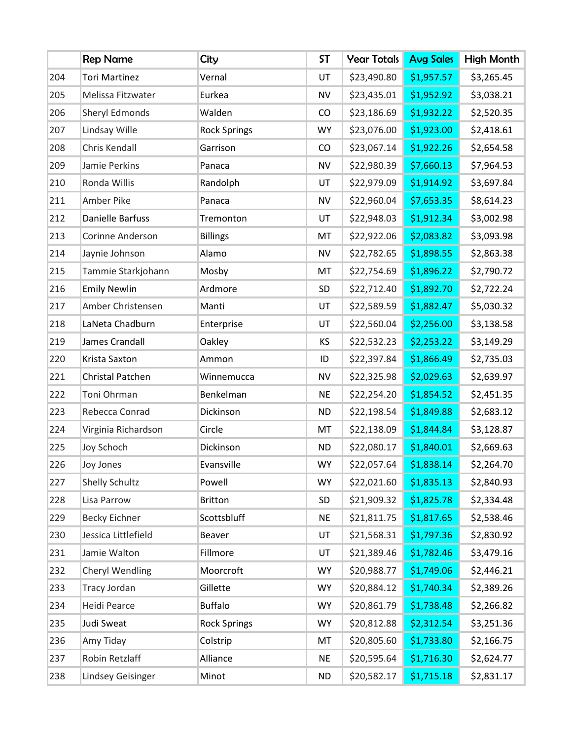| | Rep Name | City | ST | Year Totals | Avg Sales | High Month |
|---|---|---|---|---|---|---|
| 204 | Tori Martinez | Vernal | UT | $23,490.80 | $1,957.57 | $3,265.45 |
| 205 | Melissa Fitzwater | Eurkea | NV | $23,435.01 | $1,952.92 | $3,038.21 |
| 206 | Sheryl Edmonds | Walden | CO | $23,186.69 | $1,932.22 | $2,520.35 |
| 207 | Lindsay Wille | Rock Springs | WY | $23,076.00 | $1,923.00 | $2,418.61 |
| 208 | Chris Kendall | Garrison | CO | $23,067.14 | $1,922.26 | $2,654.58 |
| 209 | Jamie Perkins | Panaca | NV | $22,980.39 | $7,660.13 | $7,964.53 |
| 210 | Ronda Willis | Randolph | UT | $22,979.09 | $1,914.92 | $3,697.84 |
| 211 | Amber Pike | Panaca | NV | $22,960.04 | $7,653.35 | $8,614.23 |
| 212 | Danielle Barfuss | Tremonton | UT | $22,948.03 | $1,912.34 | $3,002.98 |
| 213 | Corinne Anderson | Billings | MT | $22,922.06 | $2,083.82 | $3,093.98 |
| 214 | Jaynie Johnson | Alamo | NV | $22,782.65 | $1,898.55 | $2,863.38 |
| 215 | Tammie Starkjohann | Mosby | MT | $22,754.69 | $1,896.22 | $2,790.72 |
| 216 | Emily Newlin | Ardmore | SD | $22,712.40 | $1,892.70 | $2,722.24 |
| 217 | Amber Christensen | Manti | UT | $22,589.59 | $1,882.47 | $5,030.32 |
| 218 | LaNeta Chadburn | Enterprise | UT | $22,560.04 | $2,256.00 | $3,138.58 |
| 219 | James Crandall | Oakley | KS | $22,532.23 | $2,253.22 | $3,149.29 |
| 220 | Krista Saxton | Ammon | ID | $22,397.84 | $1,866.49 | $2,735.03 |
| 221 | Christal Patchen | Winnemucca | NV | $22,325.98 | $2,029.63 | $2,639.97 |
| 222 | Toni Ohrman | Benkelman | NE | $22,254.20 | $1,854.52 | $2,451.35 |
| 223 | Rebecca Conrad | Dickinson | ND | $22,198.54 | $1,849.88 | $2,683.12 |
| 224 | Virginia Richardson | Circle | MT | $22,138.09 | $1,844.84 | $3,128.87 |
| 225 | Joy Schoch | Dickinson | ND | $22,080.17 | $1,840.01 | $2,669.63 |
| 226 | Joy Jones | Evansville | WY | $22,057.64 | $1,838.14 | $2,264.70 |
| 227 | Shelly Schultz | Powell | WY | $22,021.60 | $1,835.13 | $2,840.93 |
| 228 | Lisa Parrow | Britton | SD | $21,909.32 | $1,825.78 | $2,334.48 |
| 229 | Becky Eichner | Scottsbluff | NE | $21,811.75 | $1,817.65 | $2,538.46 |
| 230 | Jessica Littlefield | Beaver | UT | $21,568.31 | $1,797.36 | $2,830.92 |
| 231 | Jamie Walton | Fillmore | UT | $21,389.46 | $1,782.46 | $3,479.16 |
| 232 | Cheryl Wendling | Moorcroft | WY | $20,988.77 | $1,749.06 | $2,446.21 |
| 233 | Tracy Jordan | Gillette | WY | $20,884.12 | $1,740.34 | $2,389.26 |
| 234 | Heidi Pearce | Buffalo | WY | $20,861.79 | $1,738.48 | $2,266.82 |
| 235 | Judi Sweat | Rock Springs | WY | $20,812.88 | $2,312.54 | $3,251.36 |
| 236 | Amy Tiday | Colstrip | MT | $20,805.60 | $1,733.80 | $2,166.75 |
| 237 | Robin Retzlaff | Alliance | NE | $20,595.64 | $1,716.30 | $2,624.77 |
| 238 | Lindsey Geisinger | Minot | ND | $20,582.17 | $1,715.18 | $2,831.17 |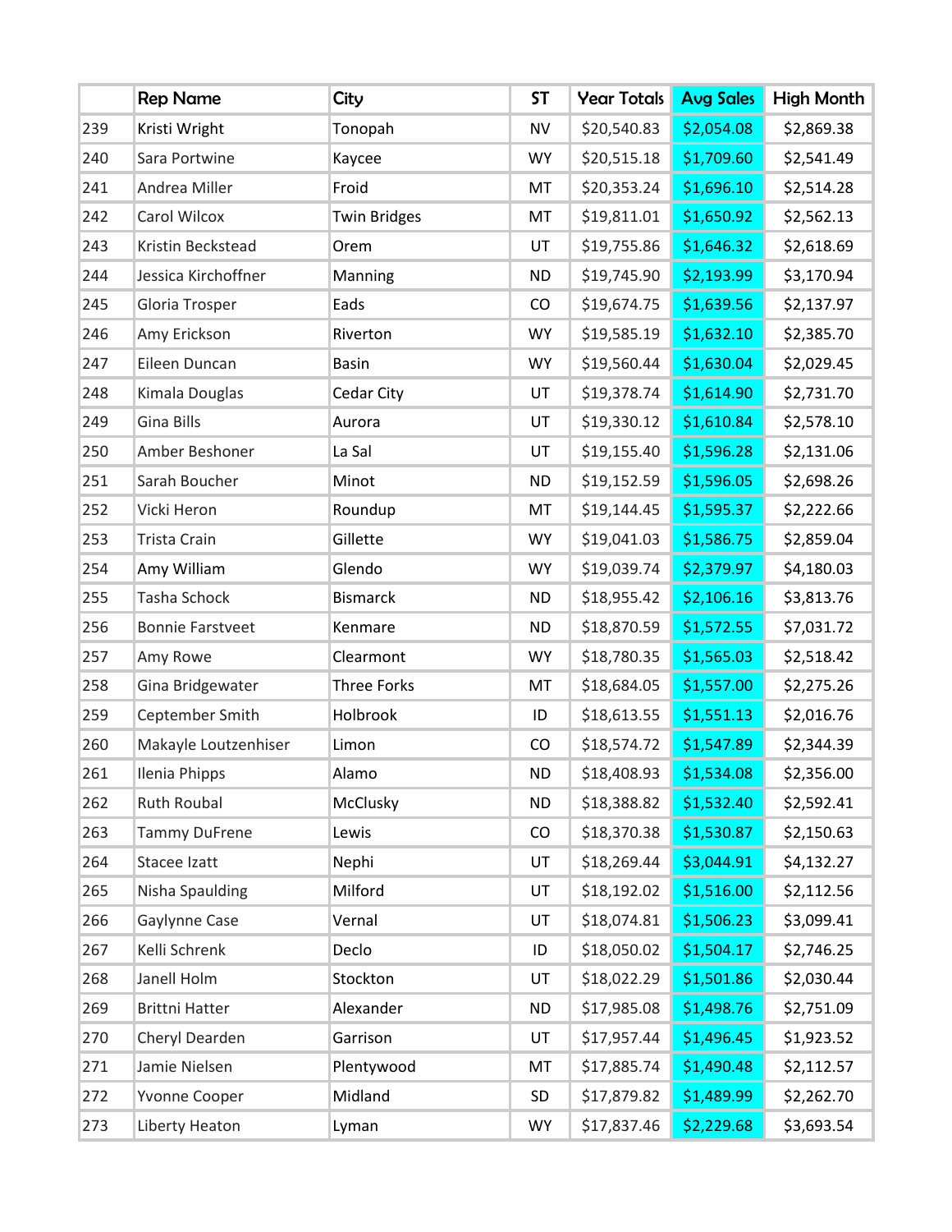|  | Rep Name | City | ST | Year Totals | Avg Sales | High Month |
|---|---|---|---|---|---|---|
| 239 | Kristi Wright | Tonopah | NV | $20,540.83 | $2,054.08 | $2,869.38 |
| 240 | Sara Portwine | Kaycee | WY | $20,515.18 | $1,709.60 | $2,541.49 |
| 241 | Andrea Miller | Froid | MT | $20,353.24 | $1,696.10 | $2,514.28 |
| 242 | Carol Wilcox | Twin Bridges | MT | $19,811.01 | $1,650.92 | $2,562.13 |
| 243 | Kristin Beckstead | Orem | UT | $19,755.86 | $1,646.32 | $2,618.69 |
| 244 | Jessica Kirchoffner | Manning | ND | $19,745.90 | $2,193.99 | $3,170.94 |
| 245 | Gloria Trosper | Eads | CO | $19,674.75 | $1,639.56 | $2,137.97 |
| 246 | Amy Erickson | Riverton | WY | $19,585.19 | $1,632.10 | $2,385.70 |
| 247 | Eileen Duncan | Basin | WY | $19,560.44 | $1,630.04 | $2,029.45 |
| 248 | Kimala Douglas | Cedar City | UT | $19,378.74 | $1,614.90 | $2,731.70 |
| 249 | Gina Bills | Aurora | UT | $19,330.12 | $1,610.84 | $2,578.10 |
| 250 | Amber Beshoner | La Sal | UT | $19,155.40 | $1,596.28 | $2,131.06 |
| 251 | Sarah Boucher | Minot | ND | $19,152.59 | $1,596.05 | $2,698.26 |
| 252 | Vicki Heron | Roundup | MT | $19,144.45 | $1,595.37 | $2,222.66 |
| 253 | Trista Crain | Gillette | WY | $19,041.03 | $1,586.75 | $2,859.04 |
| 254 | Amy William | Glendo | WY | $19,039.74 | $2,379.97 | $4,180.03 |
| 255 | Tasha Schock | Bismarck | ND | $18,955.42 | $2,106.16 | $3,813.76 |
| 256 | Bonnie Farstveet | Kenmare | ND | $18,870.59 | $1,572.55 | $7,031.72 |
| 257 | Amy Rowe | Clearmont | WY | $18,780.35 | $1,565.03 | $2,518.42 |
| 258 | Gina Bridgewater | Three Forks | MT | $18,684.05 | $1,557.00 | $2,275.26 |
| 259 | Ceptember Smith | Holbrook | ID | $18,613.55 | $1,551.13 | $2,016.76 |
| 260 | Makayle Loutzenhiser | Limon | CO | $18,574.72 | $1,547.89 | $2,344.39 |
| 261 | Ilenia Phipps | Alamo | ND | $18,408.93 | $1,534.08 | $2,356.00 |
| 262 | Ruth Roubal | McClusky | ND | $18,388.82 | $1,532.40 | $2,592.41 |
| 263 | Tammy DuFrene | Lewis | CO | $18,370.38 | $1,530.87 | $2,150.63 |
| 264 | Stacee Izatt | Nephi | UT | $18,269.44 | $3,044.91 | $4,132.27 |
| 265 | Nisha Spaulding | Milford | UT | $18,192.02 | $1,516.00 | $2,112.56 |
| 266 | Gaylynne Case | Vernal | UT | $18,074.81 | $1,506.23 | $3,099.41 |
| 267 | Kelli Schrenk | Declo | ID | $18,050.02 | $1,504.17 | $2,746.25 |
| 268 | Janell Holm | Stockton | UT | $18,022.29 | $1,501.86 | $2,030.44 |
| 269 | Brittni Hatter | Alexander | ND | $17,985.08 | $1,498.76 | $2,751.09 |
| 270 | Cheryl Dearden | Garrison | UT | $17,957.44 | $1,496.45 | $1,923.52 |
| 271 | Jamie Nielsen | Plentywood | MT | $17,885.74 | $1,490.48 | $2,112.57 |
| 272 | Yvonne Cooper | Midland | SD | $17,879.82 | $1,489.99 | $2,262.70 |
| 273 | Liberty Heaton | Lyman | WY | $17,837.46 | $2,229.68 | $3,693.54 |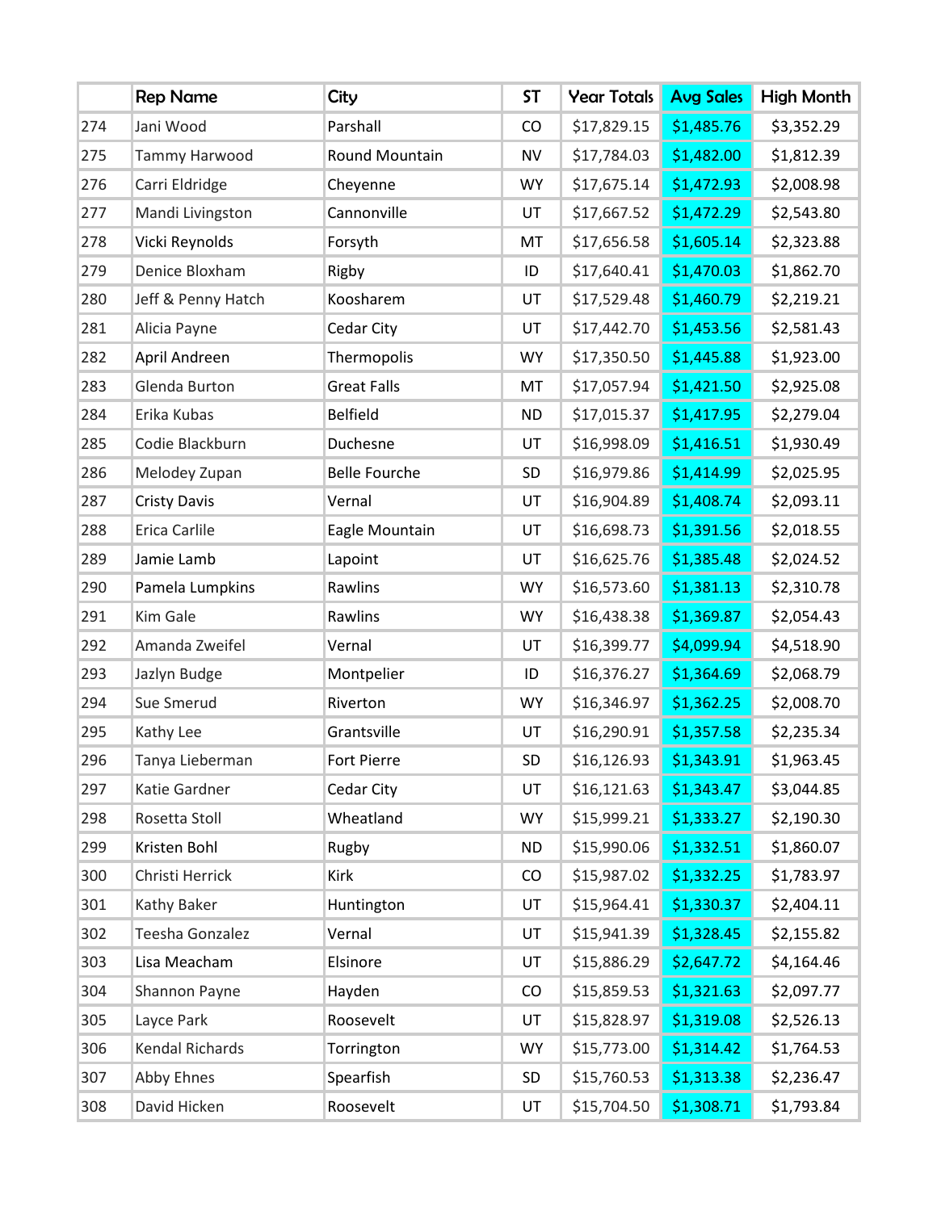| | Rep Name | City | ST | Year Totals | Avg Sales | High Month |
|---|---|---|---|---|---|---|
| 274 | Jani Wood | Parshall | CO | $17,829.15 | $1,485.76 | $3,352.29 |
| 275 | Tammy Harwood | Round Mountain | NV | $17,784.03 | $1,482.00 | $1,812.39 |
| 276 | Carri Eldridge | Cheyenne | WY | $17,675.14 | $1,472.93 | $2,008.98 |
| 277 | Mandi Livingston | Cannonville | UT | $17,667.52 | $1,472.29 | $2,543.80 |
| 278 | Vicki Reynolds | Forsyth | MT | $17,656.58 | $1,605.14 | $2,323.88 |
| 279 | Denice Bloxham | Rigby | ID | $17,640.41 | $1,470.03 | $1,862.70 |
| 280 | Jeff & Penny Hatch | Koosharem | UT | $17,529.48 | $1,460.79 | $2,219.21 |
| 281 | Alicia Payne | Cedar City | UT | $17,442.70 | $1,453.56 | $2,581.43 |
| 282 | April Andreen | Thermopolis | WY | $17,350.50 | $1,445.88 | $1,923.00 |
| 283 | Glenda Burton | Great Falls | MT | $17,057.94 | $1,421.50 | $2,925.08 |
| 284 | Erika Kubas | Belfield | ND | $17,015.37 | $1,417.95 | $2,279.04 |
| 285 | Codie Blackburn | Duchesne | UT | $16,998.09 | $1,416.51 | $1,930.49 |
| 286 | Melodey Zupan | Belle Fourche | SD | $16,979.86 | $1,414.99 | $2,025.95 |
| 287 | Cristy Davis | Vernal | UT | $16,904.89 | $1,408.74 | $2,093.11 |
| 288 | Erica Carlile | Eagle Mountain | UT | $16,698.73 | $1,391.56 | $2,018.55 |
| 289 | Jamie Lamb | Lapoint | UT | $16,625.76 | $1,385.48 | $2,024.52 |
| 290 | Pamela Lumpkins | Rawlins | WY | $16,573.60 | $1,381.13 | $2,310.78 |
| 291 | Kim Gale | Rawlins | WY | $16,438.38 | $1,369.87 | $2,054.43 |
| 292 | Amanda Zweifel | Vernal | UT | $16,399.77 | $4,099.94 | $4,518.90 |
| 293 | Jazlyn Budge | Montpelier | ID | $16,376.27 | $1,364.69 | $2,068.79 |
| 294 | Sue Smerud | Riverton | WY | $16,346.97 | $1,362.25 | $2,008.70 |
| 295 | Kathy Lee | Grantsville | UT | $16,290.91 | $1,357.58 | $2,235.34 |
| 296 | Tanya Lieberman | Fort Pierre | SD | $16,126.93 | $1,343.91 | $1,963.45 |
| 297 | Katie Gardner | Cedar City | UT | $16,121.63 | $1,343.47 | $3,044.85 |
| 298 | Rosetta Stoll | Wheatland | WY | $15,999.21 | $1,333.27 | $2,190.30 |
| 299 | Kristen Bohl | Rugby | ND | $15,990.06 | $1,332.51 | $1,860.07 |
| 300 | Christi Herrick | Kirk | CO | $15,987.02 | $1,332.25 | $1,783.97 |
| 301 | Kathy Baker | Huntington | UT | $15,964.41 | $1,330.37 | $2,404.11 |
| 302 | Teesha Gonzalez | Vernal | UT | $15,941.39 | $1,328.45 | $2,155.82 |
| 303 | Lisa Meacham | Elsinore | UT | $15,886.29 | $2,647.72 | $4,164.46 |
| 304 | Shannon Payne | Hayden | CO | $15,859.53 | $1,321.63 | $2,097.77 |
| 305 | Layce Park | Roosevelt | UT | $15,828.97 | $1,319.08 | $2,526.13 |
| 306 | Kendal Richards | Torrington | WY | $15,773.00 | $1,314.42 | $1,764.53 |
| 307 | Abby Ehnes | Spearfish | SD | $15,760.53 | $1,313.38 | $2,236.47 |
| 308 | David Hicken | Roosevelt | UT | $15,704.50 | $1,308.71 | $1,793.84 |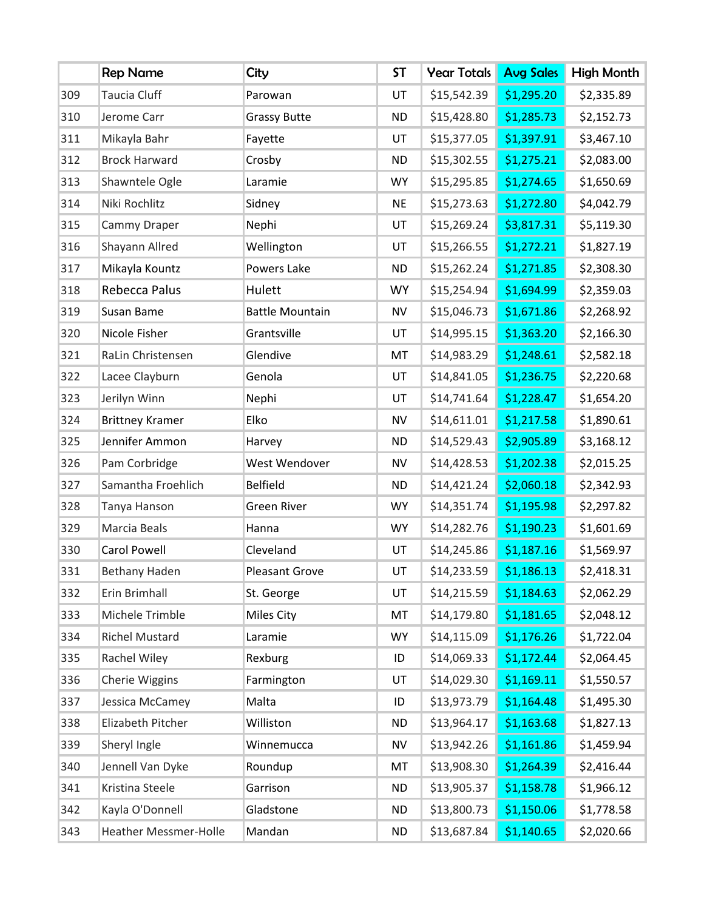| | Rep Name | City | ST | Year Totals | Avg Sales | High Month |
|---|---|---|---|---|---|---|
| 309 | Taucia Cluff | Parowan | UT | $15,542.39 | $1,295.20 | $2,335.89 |
| 310 | Jerome Carr | Grassy Butte | ND | $15,428.80 | $1,285.73 | $2,152.73 |
| 311 | Mikayla Bahr | Fayette | UT | $15,377.05 | $1,397.91 | $3,467.10 |
| 312 | Brock Harward | Crosby | ND | $15,302.55 | $1,275.21 | $2,083.00 |
| 313 | Shawntele Ogle | Laramie | WY | $15,295.85 | $1,274.65 | $1,650.69 |
| 314 | Niki Rochlitz | Sidney | NE | $15,273.63 | $1,272.80 | $4,042.79 |
| 315 | Cammy Draper | Nephi | UT | $15,269.24 | $3,817.31 | $5,119.30 |
| 316 | Shayann Allred | Wellington | UT | $15,266.55 | $1,272.21 | $1,827.19 |
| 317 | Mikayla Kountz | Powers Lake | ND | $15,262.24 | $1,271.85 | $2,308.30 |
| 318 | Rebecca Palus | Hulett | WY | $15,254.94 | $1,694.99 | $2,359.03 |
| 319 | Susan Bame | Battle Mountain | NV | $15,046.73 | $1,671.86 | $2,268.92 |
| 320 | Nicole Fisher | Grantsville | UT | $14,995.15 | $1,363.20 | $2,166.30 |
| 321 | RaLin Christensen | Glendive | MT | $14,983.29 | $1,248.61 | $2,582.18 |
| 322 | Lacee Clayburn | Genola | UT | $14,841.05 | $1,236.75 | $2,220.68 |
| 323 | Jerilyn Winn | Nephi | UT | $14,741.64 | $1,228.47 | $1,654.20 |
| 324 | Brittney Kramer | Elko | NV | $14,611.01 | $1,217.58 | $1,890.61 |
| 325 | Jennifer Ammon | Harvey | ND | $14,529.43 | $2,905.89 | $3,168.12 |
| 326 | Pam Corbridge | West Wendover | NV | $14,428.53 | $1,202.38 | $2,015.25 |
| 327 | Samantha Froehlich | Belfield | ND | $14,421.24 | $2,060.18 | $2,342.93 |
| 328 | Tanya Hanson | Green River | WY | $14,351.74 | $1,195.98 | $2,297.82 |
| 329 | Marcia Beals | Hanna | WY | $14,282.76 | $1,190.23 | $1,601.69 |
| 330 | Carol Powell | Cleveland | UT | $14,245.86 | $1,187.16 | $1,569.97 |
| 331 | Bethany Haden | Pleasant Grove | UT | $14,233.59 | $1,186.13 | $2,418.31 |
| 332 | Erin Brimhall | St. George | UT | $14,215.59 | $1,184.63 | $2,062.29 |
| 333 | Michele Trimble | Miles City | MT | $14,179.80 | $1,181.65 | $2,048.12 |
| 334 | Richel Mustard | Laramie | WY | $14,115.09 | $1,176.26 | $1,722.04 |
| 335 | Rachel Wiley | Rexburg | ID | $14,069.33 | $1,172.44 | $2,064.45 |
| 336 | Cherie Wiggins | Farmington | UT | $14,029.30 | $1,169.11 | $1,550.57 |
| 337 | Jessica McCamey | Malta | ID | $13,973.79 | $1,164.48 | $1,495.30 |
| 338 | Elizabeth Pitcher | Williston | ND | $13,964.17 | $1,163.68 | $1,827.13 |
| 339 | Sheryl Ingle | Winnemucca | NV | $13,942.26 | $1,161.86 | $1,459.94 |
| 340 | Jennell Van Dyke | Roundup | MT | $13,908.30 | $1,264.39 | $2,416.44 |
| 341 | Kristina Steele | Garrison | ND | $13,905.37 | $1,158.78 | $1,966.12 |
| 342 | Kayla O'Donnell | Gladstone | ND | $13,800.73 | $1,150.06 | $1,778.58 |
| 343 | Heather Messmer-Holle | Mandan | ND | $13,687.84 | $1,140.65 | $2,020.66 |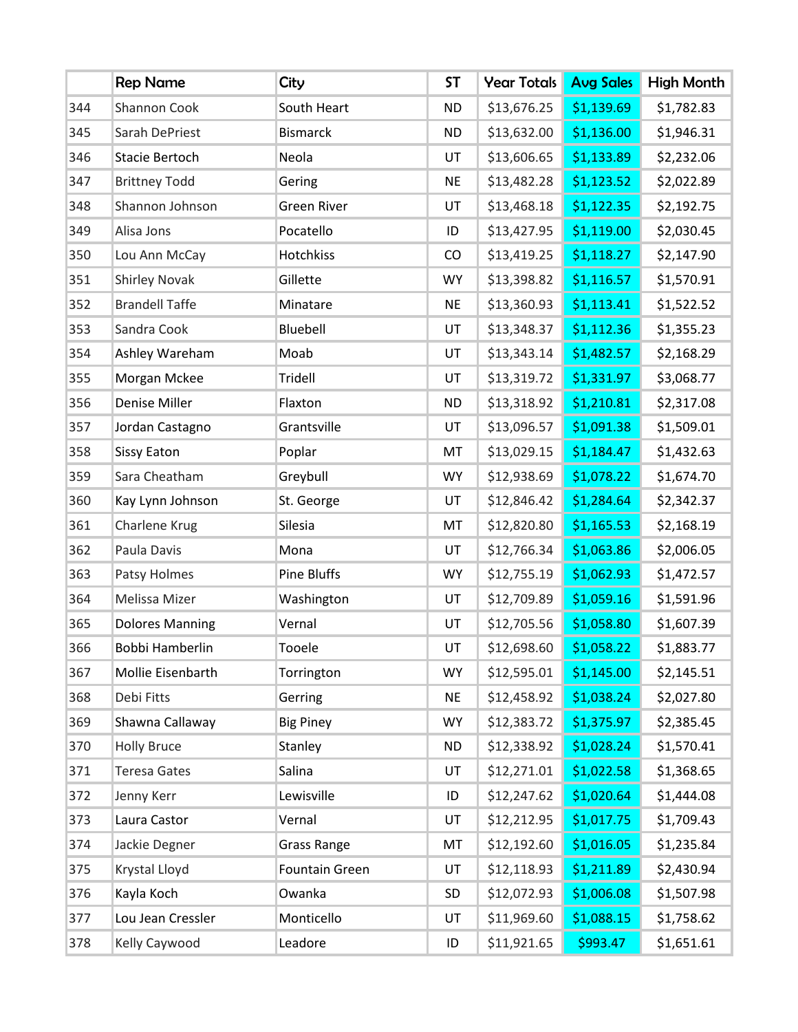| | Rep Name | City | ST | Year Totals | Avg Sales | High Month |
|---|---|---|---|---|---|---|
| 344 | Shannon Cook | South Heart | ND | $13,676.25 | $1,139.69 | $1,782.83 |
| 345 | Sarah DePriest | Bismarck | ND | $13,632.00 | $1,136.00 | $1,946.31 |
| 346 | Stacie Bertoch | Neola | UT | $13,606.65 | $1,133.89 | $2,232.06 |
| 347 | Brittney Todd | Gering | NE | $13,482.28 | $1,123.52 | $2,022.89 |
| 348 | Shannon Johnson | Green River | UT | $13,468.18 | $1,122.35 | $2,192.75 |
| 349 | Alisa Jons | Pocatello | ID | $13,427.95 | $1,119.00 | $2,030.45 |
| 350 | Lou Ann McCay | Hotchkiss | CO | $13,419.25 | $1,118.27 | $2,147.90 |
| 351 | Shirley Novak | Gillette | WY | $13,398.82 | $1,116.57 | $1,570.91 |
| 352 | Brandell Taffe | Minatare | NE | $13,360.93 | $1,113.41 | $1,522.52 |
| 353 | Sandra Cook | Bluebell | UT | $13,348.37 | $1,112.36 | $1,355.23 |
| 354 | Ashley Wareham | Moab | UT | $13,343.14 | $1,482.57 | $2,168.29 |
| 355 | Morgan Mckee | Tridell | UT | $13,319.72 | $1,331.97 | $3,068.77 |
| 356 | Denise Miller | Flaxton | ND | $13,318.92 | $1,210.81 | $2,317.08 |
| 357 | Jordan Castagno | Grantsville | UT | $13,096.57 | $1,091.38 | $1,509.01 |
| 358 | Sissy Eaton | Poplar | MT | $13,029.15 | $1,184.47 | $1,432.63 |
| 359 | Sara Cheatham | Greybull | WY | $12,938.69 | $1,078.22 | $1,674.70 |
| 360 | Kay Lynn Johnson | St. George | UT | $12,846.42 | $1,284.64 | $2,342.37 |
| 361 | Charlene Krug | Silesia | MT | $12,820.80 | $1,165.53 | $2,168.19 |
| 362 | Paula Davis | Mona | UT | $12,766.34 | $1,063.86 | $2,006.05 |
| 363 | Patsy Holmes | Pine Bluffs | WY | $12,755.19 | $1,062.93 | $1,472.57 |
| 364 | Melissa Mizer | Washington | UT | $12,709.89 | $1,059.16 | $1,591.96 |
| 365 | Dolores Manning | Vernal | UT | $12,705.56 | $1,058.80 | $1,607.39 |
| 366 | Bobbi Hamberlin | Tooele | UT | $12,698.60 | $1,058.22 | $1,883.77 |
| 367 | Mollie Eisenbarth | Torrington | WY | $12,595.01 | $1,145.00 | $2,145.51 |
| 368 | Debi Fitts | Gerring | NE | $12,458.92 | $1,038.24 | $2,027.80 |
| 369 | Shawna Callaway | Big Piney | WY | $12,383.72 | $1,375.97 | $2,385.45 |
| 370 | Holly Bruce | Stanley | ND | $12,338.92 | $1,028.24 | $1,570.41 |
| 371 | Teresa Gates | Salina | UT | $12,271.01 | $1,022.58 | $1,368.65 |
| 372 | Jenny Kerr | Lewisville | ID | $12,247.62 | $1,020.64 | $1,444.08 |
| 373 | Laura Castor | Vernal | UT | $12,212.95 | $1,017.75 | $1,709.43 |
| 374 | Jackie Degner | Grass Range | MT | $12,192.60 | $1,016.05 | $1,235.84 |
| 375 | Krystal Lloyd | Fountain Green | UT | $12,118.93 | $1,211.89 | $2,430.94 |
| 376 | Kayla Koch | Owanka | SD | $12,072.93 | $1,006.08 | $1,507.98 |
| 377 | Lou Jean Cressler | Monticello | UT | $11,969.60 | $1,088.15 | $1,758.62 |
| 378 | Kelly Caywood | Leadore | ID | $11,921.65 | $993.47 | $1,651.61 |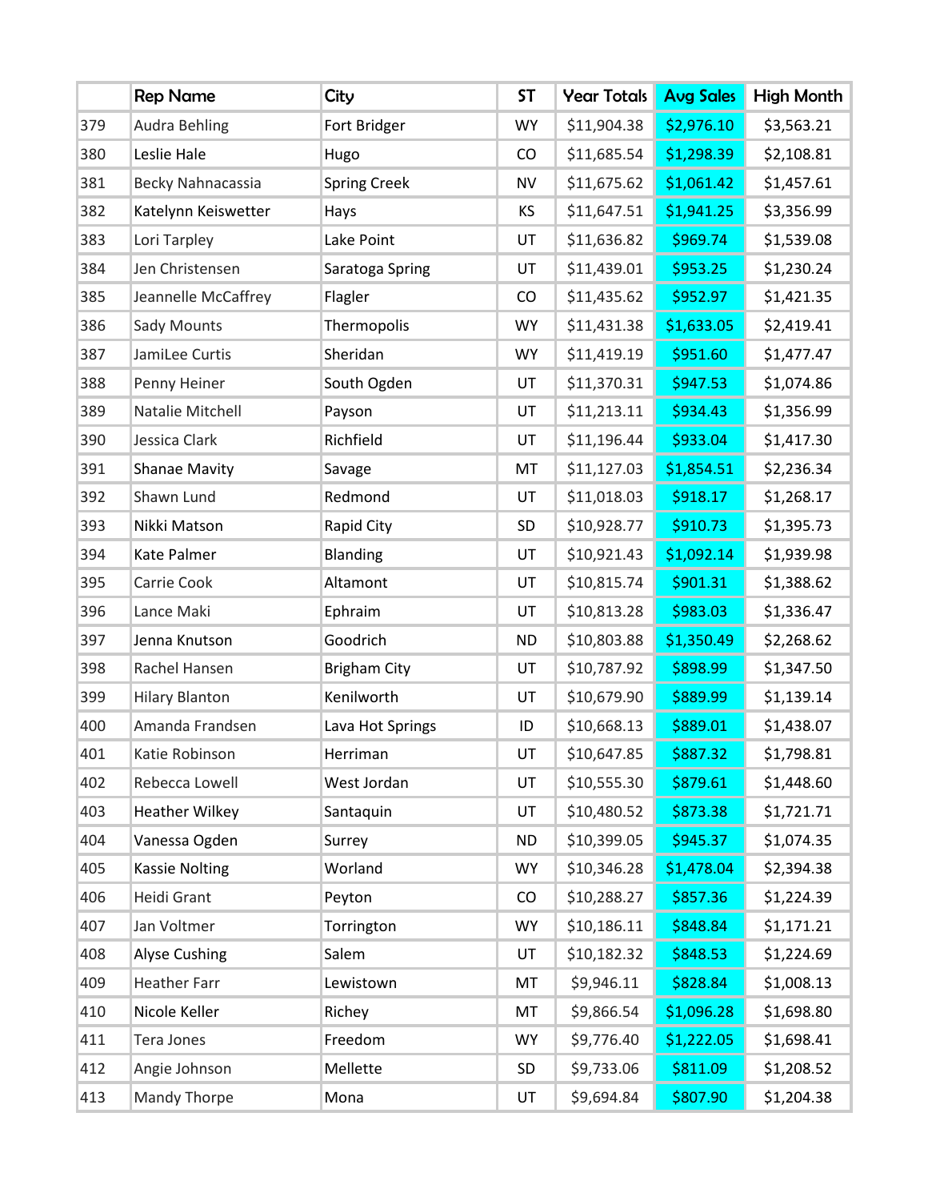| | Rep Name | City | ST | Year Totals | Avg Sales | High Month |
|---|---|---|---|---|---|---|
| 379 | Audra Behling | Fort Bridger | WY | $11,904.38 | $2,976.10 | $3,563.21 |
| 380 | Leslie Hale | Hugo | CO | $11,685.54 | $1,298.39 | $2,108.81 |
| 381 | Becky Nahnacassia | Spring Creek | NV | $11,675.62 | $1,061.42 | $1,457.61 |
| 382 | Katelynn Keiswetter | Hays | KS | $11,647.51 | $1,941.25 | $3,356.99 |
| 383 | Lori Tarpley | Lake Point | UT | $11,636.82 | $969.74 | $1,539.08 |
| 384 | Jen Christensen | Saratoga Spring | UT | $11,439.01 | $953.25 | $1,230.24 |
| 385 | Jeannelle McCaffrey | Flagler | CO | $11,435.62 | $952.97 | $1,421.35 |
| 386 | Sady Mounts | Thermopolis | WY | $11,431.38 | $1,633.05 | $2,419.41 |
| 387 | JamiLee Curtis | Sheridan | WY | $11,419.19 | $951.60 | $1,477.47 |
| 388 | Penny Heiner | South Ogden | UT | $11,370.31 | $947.53 | $1,074.86 |
| 389 | Natalie Mitchell | Payson | UT | $11,213.11 | $934.43 | $1,356.99 |
| 390 | Jessica Clark | Richfield | UT | $11,196.44 | $933.04 | $1,417.30 |
| 391 | Shanae Mavity | Savage | MT | $11,127.03 | $1,854.51 | $2,236.34 |
| 392 | Shawn Lund | Redmond | UT | $11,018.03 | $918.17 | $1,268.17 |
| 393 | Nikki Matson | Rapid City | SD | $10,928.77 | $910.73 | $1,395.73 |
| 394 | Kate Palmer | Blanding | UT | $10,921.43 | $1,092.14 | $1,939.98 |
| 395 | Carrie Cook | Altamont | UT | $10,815.74 | $901.31 | $1,388.62 |
| 396 | Lance Maki | Ephraim | UT | $10,813.28 | $983.03 | $1,336.47 |
| 397 | Jenna Knutson | Goodrich | ND | $10,803.88 | $1,350.49 | $2,268.62 |
| 398 | Rachel Hansen | Brigham City | UT | $10,787.92 | $898.99 | $1,347.50 |
| 399 | Hilary Blanton | Kenilworth | UT | $10,679.90 | $889.99 | $1,139.14 |
| 400 | Amanda Frandsen | Lava Hot Springs | ID | $10,668.13 | $889.01 | $1,438.07 |
| 401 | Katie Robinson | Herriman | UT | $10,647.85 | $887.32 | $1,798.81 |
| 402 | Rebecca Lowell | West Jordan | UT | $10,555.30 | $879.61 | $1,448.60 |
| 403 | Heather Wilkey | Santaquin | UT | $10,480.52 | $873.38 | $1,721.71 |
| 404 | Vanessa Ogden | Surrey | ND | $10,399.05 | $945.37 | $1,074.35 |
| 405 | Kassie Nolting | Worland | WY | $10,346.28 | $1,478.04 | $2,394.38 |
| 406 | Heidi Grant | Peyton | CO | $10,288.27 | $857.36 | $1,224.39 |
| 407 | Jan Voltmer | Torrington | WY | $10,186.11 | $848.84 | $1,171.21 |
| 408 | Alyse Cushing | Salem | UT | $10,182.32 | $848.53 | $1,224.69 |
| 409 | Heather Farr | Lewistown | MT | $9,946.11 | $828.84 | $1,008.13 |
| 410 | Nicole Keller | Richey | MT | $9,866.54 | $1,096.28 | $1,698.80 |
| 411 | Tera Jones | Freedom | WY | $9,776.40 | $1,222.05 | $1,698.41 |
| 412 | Angie Johnson | Mellette | SD | $9,733.06 | $811.09 | $1,208.52 |
| 413 | Mandy Thorpe | Mona | UT | $9,694.84 | $807.90 | $1,204.38 |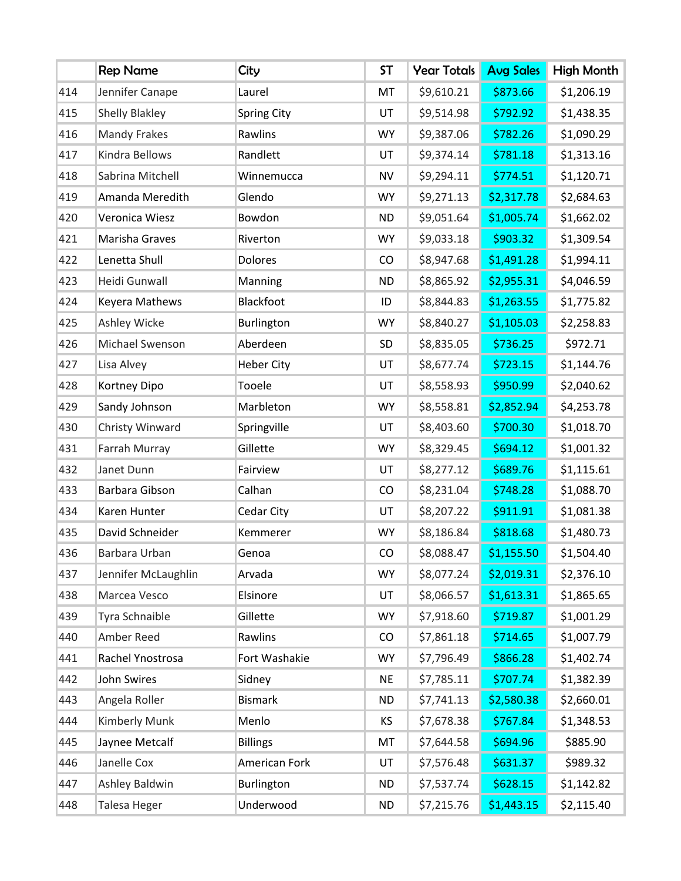| | Rep Name | City | ST | Year Totals | Avg Sales | High Month |
|---|---|---|---|---|---|---|
| 414 | Jennifer Canape | Laurel | MT | $9,610.21 | $873.66 | $1,206.19 |
| 415 | Shelly Blakley | Spring City | UT | $9,514.98 | $792.92 | $1,438.35 |
| 416 | Mandy Frakes | Rawlins | WY | $9,387.06 | $782.26 | $1,090.29 |
| 417 | Kindra Bellows | Randlett | UT | $9,374.14 | $781.18 | $1,313.16 |
| 418 | Sabrina Mitchell | Winnemucca | NV | $9,294.11 | $774.51 | $1,120.71 |
| 419 | Amanda Meredith | Glendo | WY | $9,271.13 | $2,317.78 | $2,684.63 |
| 420 | Veronica Wiesz | Bowdon | ND | $9,051.64 | $1,005.74 | $1,662.02 |
| 421 | Marisha Graves | Riverton | WY | $9,033.18 | $903.32 | $1,309.54 |
| 422 | Lenetta Shull | Dolores | CO | $8,947.68 | $1,491.28 | $1,994.11 |
| 423 | Heidi Gunwall | Manning | ND | $8,865.92 | $2,955.31 | $4,046.59 |
| 424 | Keyera Mathews | Blackfoot | ID | $8,844.83 | $1,263.55 | $1,775.82 |
| 425 | Ashley Wicke | Burlington | WY | $8,840.27 | $1,105.03 | $2,258.83 |
| 426 | Michael Swenson | Aberdeen | SD | $8,835.05 | $736.25 | $972.71 |
| 427 | Lisa Alvey | Heber City | UT | $8,677.74 | $723.15 | $1,144.76 |
| 428 | Kortney Dipo | Tooele | UT | $8,558.93 | $950.99 | $2,040.62 |
| 429 | Sandy Johnson | Marbleton | WY | $8,558.81 | $2,852.94 | $4,253.78 |
| 430 | Christy Winward | Springville | UT | $8,403.60 | $700.30 | $1,018.70 |
| 431 | Farrah Murray | Gillette | WY | $8,329.45 | $694.12 | $1,001.32 |
| 432 | Janet Dunn | Fairview | UT | $8,277.12 | $689.76 | $1,115.61 |
| 433 | Barbara Gibson | Calhan | CO | $8,231.04 | $748.28 | $1,088.70 |
| 434 | Karen Hunter | Cedar City | UT | $8,207.22 | $911.91 | $1,081.38 |
| 435 | David Schneider | Kemmerer | WY | $8,186.84 | $818.68 | $1,480.73 |
| 436 | Barbara Urban | Genoa | CO | $8,088.47 | $1,155.50 | $1,504.40 |
| 437 | Jennifer McLaughlin | Arvada | WY | $8,077.24 | $2,019.31 | $2,376.10 |
| 438 | Marcea Vesco | Elsinore | UT | $8,066.57 | $1,613.31 | $1,865.65 |
| 439 | Tyra Schnaible | Gillette | WY | $7,918.60 | $719.87 | $1,001.29 |
| 440 | Amber Reed | Rawlins | CO | $7,861.18 | $714.65 | $1,007.79 |
| 441 | Rachel Ynostrosa | Fort Washakie | WY | $7,796.49 | $866.28 | $1,402.74 |
| 442 | John Swires | Sidney | NE | $7,785.11 | $707.74 | $1,382.39 |
| 443 | Angela Roller | Bismark | ND | $7,741.13 | $2,580.38 | $2,660.01 |
| 444 | Kimberly Munk | Menlo | KS | $7,678.38 | $767.84 | $1,348.53 |
| 445 | Jaynee Metcalf | Billings | MT | $7,644.58 | $694.96 | $885.90 |
| 446 | Janelle Cox | American Fork | UT | $7,576.48 | $631.37 | $989.32 |
| 447 | Ashley Baldwin | Burlington | ND | $7,537.74 | $628.15 | $1,142.82 |
| 448 | Talesa Heger | Underwood | ND | $7,215.76 | $1,443.15 | $2,115.40 |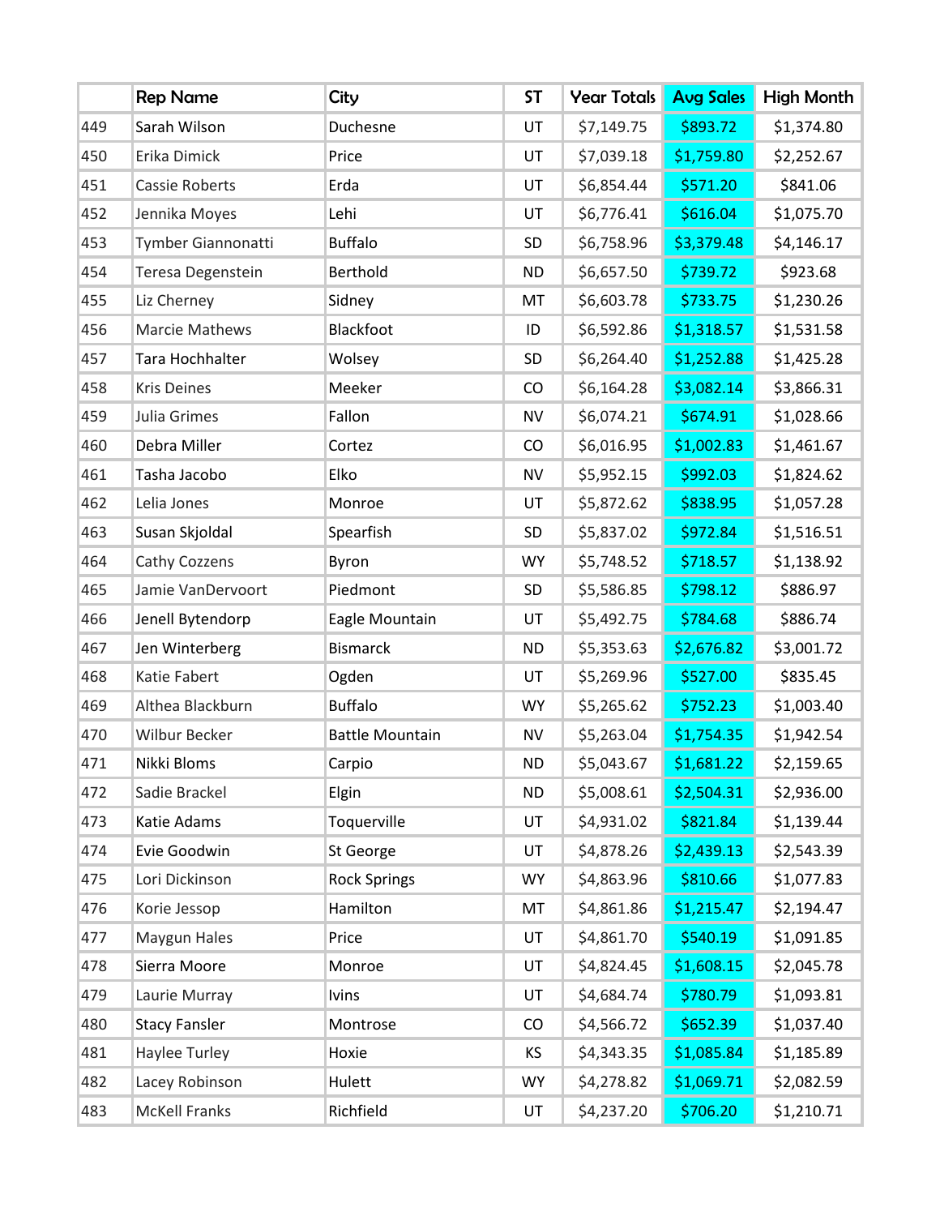| | Rep Name | City | ST | Year Totals | Avg Sales | High Month |
|---|---|---|---|---|---|---|
| 449 | Sarah Wilson | Duchesne | UT | $7,149.75 | $893.72 | $1,374.80 |
| 450 | Erika Dimick | Price | UT | $7,039.18 | $1,759.80 | $2,252.67 |
| 451 | Cassie Roberts | Erda | UT | $6,854.44 | $571.20 | $841.06 |
| 452 | Jennika Moyes | Lehi | UT | $6,776.41 | $616.04 | $1,075.70 |
| 453 | Tymber Giannonatti | Buffalo | SD | $6,758.96 | $3,379.48 | $4,146.17 |
| 454 | Teresa Degenstein | Berthold | ND | $6,657.50 | $739.72 | $923.68 |
| 455 | Liz Cherney | Sidney | MT | $6,603.78 | $733.75 | $1,230.26 |
| 456 | Marcie Mathews | Blackfoot | ID | $6,592.86 | $1,318.57 | $1,531.58 |
| 457 | Tara Hochhalter | Wolsey | SD | $6,264.40 | $1,252.88 | $1,425.28 |
| 458 | Kris Deines | Meeker | CO | $6,164.28 | $3,082.14 | $3,866.31 |
| 459 | Julia Grimes | Fallon | NV | $6,074.21 | $674.91 | $1,028.66 |
| 460 | Debra Miller | Cortez | CO | $6,016.95 | $1,002.83 | $1,461.67 |
| 461 | Tasha Jacobo | Elko | NV | $5,952.15 | $992.03 | $1,824.62 |
| 462 | Lelia Jones | Monroe | UT | $5,872.62 | $838.95 | $1,057.28 |
| 463 | Susan Skjoldal | Spearfish | SD | $5,837.02 | $972.84 | $1,516.51 |
| 464 | Cathy Cozzens | Byron | WY | $5,748.52 | $718.57 | $1,138.92 |
| 465 | Jamie VanDervoort | Piedmont | SD | $5,586.85 | $798.12 | $886.97 |
| 466 | Jenell Bytendorp | Eagle Mountain | UT | $5,492.75 | $784.68 | $886.74 |
| 467 | Jen Winterberg | Bismarck | ND | $5,353.63 | $2,676.82 | $3,001.72 |
| 468 | Katie Fabert | Ogden | UT | $5,269.96 | $527.00 | $835.45 |
| 469 | Althea Blackburn | Buffalo | WY | $5,265.62 | $752.23 | $1,003.40 |
| 470 | Wilbur Becker | Battle Mountain | NV | $5,263.04 | $1,754.35 | $1,942.54 |
| 471 | Nikki Bloms | Carpio | ND | $5,043.67 | $1,681.22 | $2,159.65 |
| 472 | Sadie Brackel | Elgin | ND | $5,008.61 | $2,504.31 | $2,936.00 |
| 473 | Katie Adams | Toquerville | UT | $4,931.02 | $821.84 | $1,139.44 |
| 474 | Evie Goodwin | St George | UT | $4,878.26 | $2,439.13 | $2,543.39 |
| 475 | Lori Dickinson | Rock Springs | WY | $4,863.96 | $810.66 | $1,077.83 |
| 476 | Korie Jessop | Hamilton | MT | $4,861.86 | $1,215.47 | $2,194.47 |
| 477 | Maygun Hales | Price | UT | $4,861.70 | $540.19 | $1,091.85 |
| 478 | Sierra Moore | Monroe | UT | $4,824.45 | $1,608.15 | $2,045.78 |
| 479 | Laurie Murray | Ivins | UT | $4,684.74 | $780.79 | $1,093.81 |
| 480 | Stacy Fansler | Montrose | CO | $4,566.72 | $652.39 | $1,037.40 |
| 481 | Haylee Turley | Hoxie | KS | $4,343.35 | $1,085.84 | $1,185.89 |
| 482 | Lacey Robinson | Hulett | WY | $4,278.82 | $1,069.71 | $2,082.59 |
| 483 | McKell Franks | Richfield | UT | $4,237.20 | $706.20 | $1,210.71 |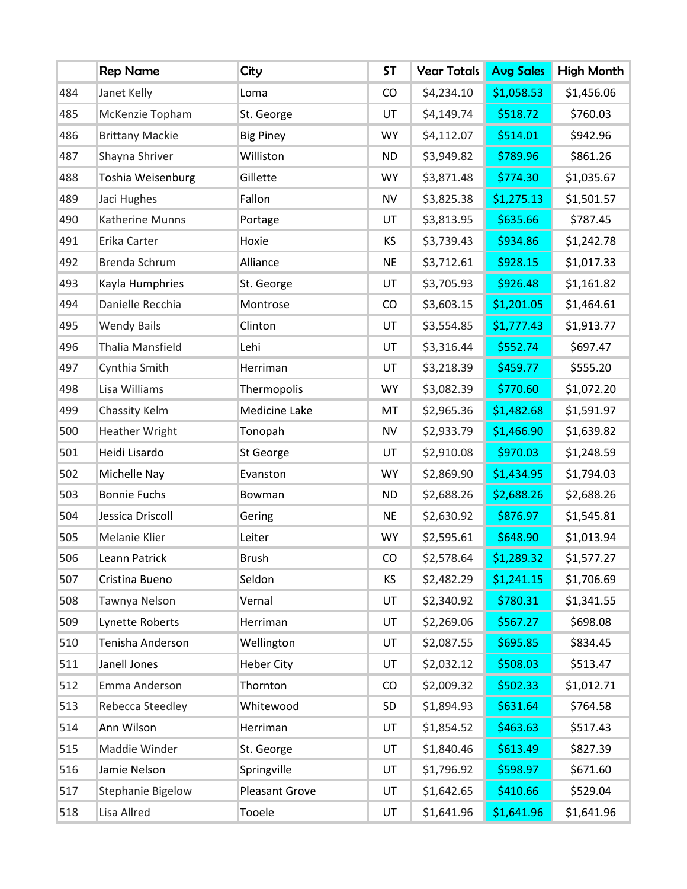| | Rep Name | City | ST | Year Totals | Avg Sales | High Month |
|---|---|---|---|---|---|---|
| 484 | Janet Kelly | Loma | CO | $4,234.10 | $1,058.53 | $1,456.06 |
| 485 | McKenzie Topham | St. George | UT | $4,149.74 | $518.72 | $760.03 |
| 486 | Brittany Mackie | Big Piney | WY | $4,112.07 | $514.01 | $942.96 |
| 487 | Shayna Shriver | Williston | ND | $3,949.82 | $789.96 | $861.26 |
| 488 | Toshia Weisenburg | Gillette | WY | $3,871.48 | $774.30 | $1,035.67 |
| 489 | Jaci Hughes | Fallon | NV | $3,825.38 | $1,275.13 | $1,501.57 |
| 490 | Katherine Munns | Portage | UT | $3,813.95 | $635.66 | $787.45 |
| 491 | Erika Carter | Hoxie | KS | $3,739.43 | $934.86 | $1,242.78 |
| 492 | Brenda Schrum | Alliance | NE | $3,712.61 | $928.15 | $1,017.33 |
| 493 | Kayla Humphries | St. George | UT | $3,705.93 | $926.48 | $1,161.82 |
| 494 | Danielle Recchia | Montrose | CO | $3,603.15 | $1,201.05 | $1,464.61 |
| 495 | Wendy Bails | Clinton | UT | $3,554.85 | $1,777.43 | $1,913.77 |
| 496 | Thalia Mansfield | Lehi | UT | $3,316.44 | $552.74 | $697.47 |
| 497 | Cynthia Smith | Herriman | UT | $3,218.39 | $459.77 | $555.20 |
| 498 | Lisa Williams | Thermopolis | WY | $3,082.39 | $770.60 | $1,072.20 |
| 499 | Chassity Kelm | Medicine Lake | MT | $2,965.36 | $1,482.68 | $1,591.97 |
| 500 | Heather Wright | Tonopah | NV | $2,933.79 | $1,466.90 | $1,639.82 |
| 501 | Heidi Lisardo | St George | UT | $2,910.08 | $970.03 | $1,248.59 |
| 502 | Michelle Nay | Evanston | WY | $2,869.90 | $1,434.95 | $1,794.03 |
| 503 | Bonnie Fuchs | Bowman | ND | $2,688.26 | $2,688.26 | $2,688.26 |
| 504 | Jessica Driscoll | Gering | NE | $2,630.92 | $876.97 | $1,545.81 |
| 505 | Melanie Klier | Leiter | WY | $2,595.61 | $648.90 | $1,013.94 |
| 506 | Leann Patrick | Brush | CO | $2,578.64 | $1,289.32 | $1,577.27 |
| 507 | Cristina Bueno | Seldon | KS | $2,482.29 | $1,241.15 | $1,706.69 |
| 508 | Tawnya Nelson | Vernal | UT | $2,340.92 | $780.31 | $1,341.55 |
| 509 | Lynette Roberts | Herriman | UT | $2,269.06 | $567.27 | $698.08 |
| 510 | Tenisha Anderson | Wellington | UT | $2,087.55 | $695.85 | $834.45 |
| 511 | Janell Jones | Heber City | UT | $2,032.12 | $508.03 | $513.47 |
| 512 | Emma Anderson | Thornton | CO | $2,009.32 | $502.33 | $1,012.71 |
| 513 | Rebecca Steedley | Whitewood | SD | $1,894.93 | $631.64 | $764.58 |
| 514 | Ann Wilson | Herriman | UT | $1,854.52 | $463.63 | $517.43 |
| 515 | Maddie Winder | St. George | UT | $1,840.46 | $613.49 | $827.39 |
| 516 | Jamie Nelson | Springville | UT | $1,796.92 | $598.97 | $671.60 |
| 517 | Stephanie Bigelow | Pleasant Grove | UT | $1,642.65 | $410.66 | $529.04 |
| 518 | Lisa Allred | Tooele | UT | $1,641.96 | $1,641.96 | $1,641.96 |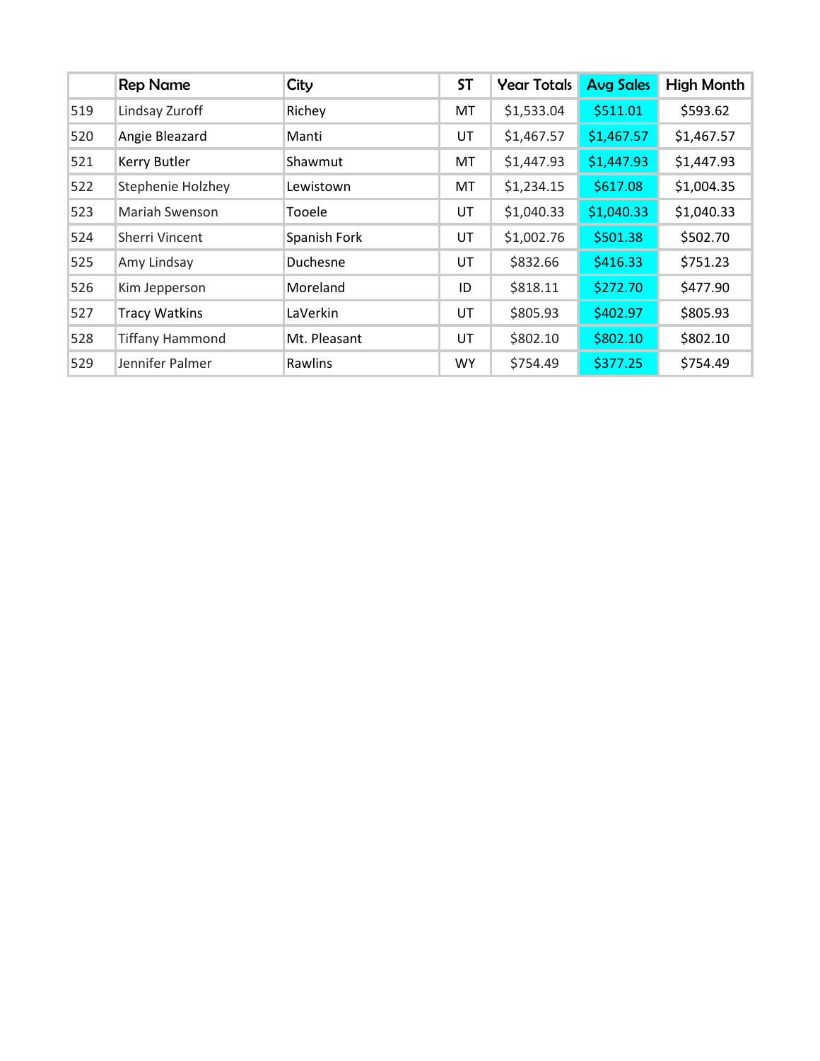| | Rep Name | City | ST | Year Totals | Avg Sales | High Month |
|---|---|---|---|---|---|---|
| 519 | Lindsay Zuroff | Richey | MT | $1,533.04 | $511.01 | $593.62 |
| 520 | Angie Bleazard | Manti | UT | $1,467.57 | $1,467.57 | $1,467.57 |
| 521 | Kerry Butler | Shawmut | MT | $1,447.93 | $1,447.93 | $1,447.93 |
| 522 | Stephenie Holzhey | Lewistown | MT | $1,234.15 | $617.08 | $1,004.35 |
| 523 | Mariah Swenson | Tooele | UT | $1,040.33 | $1,040.33 | $1,040.33 |
| 524 | Sherri Vincent | Spanish Fork | UT | $1,002.76 | $501.38 | $502.70 |
| 525 | Amy Lindsay | Duchesne | UT | $832.66 | $416.33 | $751.23 |
| 526 | Kim Jepperson | Moreland | ID | $818.11 | $272.70 | $477.90 |
| 527 | Tracy Watkins | LaVerkin | UT | $805.93 | $402.97 | $805.93 |
| 528 | Tiffany Hammond | Mt. Pleasant | UT | $802.10 | $802.10 | $802.10 |
| 529 | Jennifer Palmer | Rawlins | WY | $754.49 | $377.25 | $754.49 |